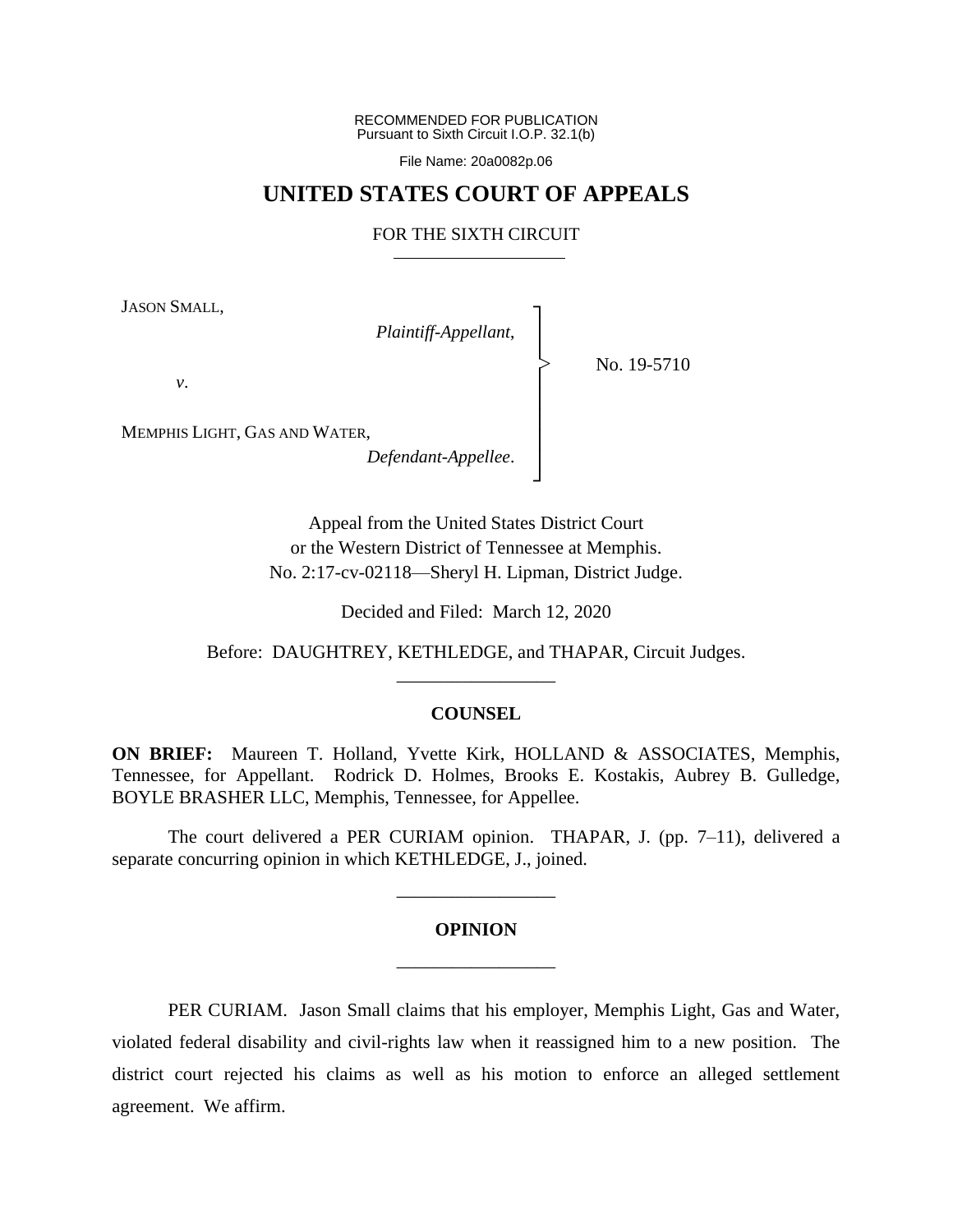RECOMMENDED FOR PUBLICATION
Pursuant to Sixth Circuit I.O.P. 32.1(b)

File Name: 20a0082p.06

# UNITED STATES COURT OF APPEALS

FOR THE SIXTH CIRCUIT

JASON SMALL,

*Plaintiff-Appellant*,

*v*.

MEMPHIS LIGHT, GAS AND WATER,

*Defendant-Appellee*.

No. 19-5710

Appeal from the United States District Court
or the Western District of Tennessee at Memphis.
No. 2:17-cv-02118—Sheryl H. Lipman, District Judge.

Decided and Filed: March 12, 2020

Before: DAUGHTREY, KETHLEDGE, and THAPAR, Circuit Judges.

## COUNSEL

**ON BRIEF:** Maureen T. Holland, Yvette Kirk, HOLLAND & ASSOCIATES, Memphis, Tennessee, for Appellant. Rodrick D. Holmes, Brooks E. Kostakis, Aubrey B. Gulledge, BOYLE BRASHER LLC, Memphis, Tennessee, for Appellee.

The court delivered a PER CURIAM opinion. THAPAR, J. (pp. 7–11), delivered a separate concurring opinion in which KETHLEDGE, J., joined.

## OPINION

PER CURIAM. Jason Small claims that his employer, Memphis Light, Gas and Water, violated federal disability and civil-rights law when it reassigned him to a new position. The district court rejected his claims as well as his motion to enforce an alleged settlement agreement. We affirm.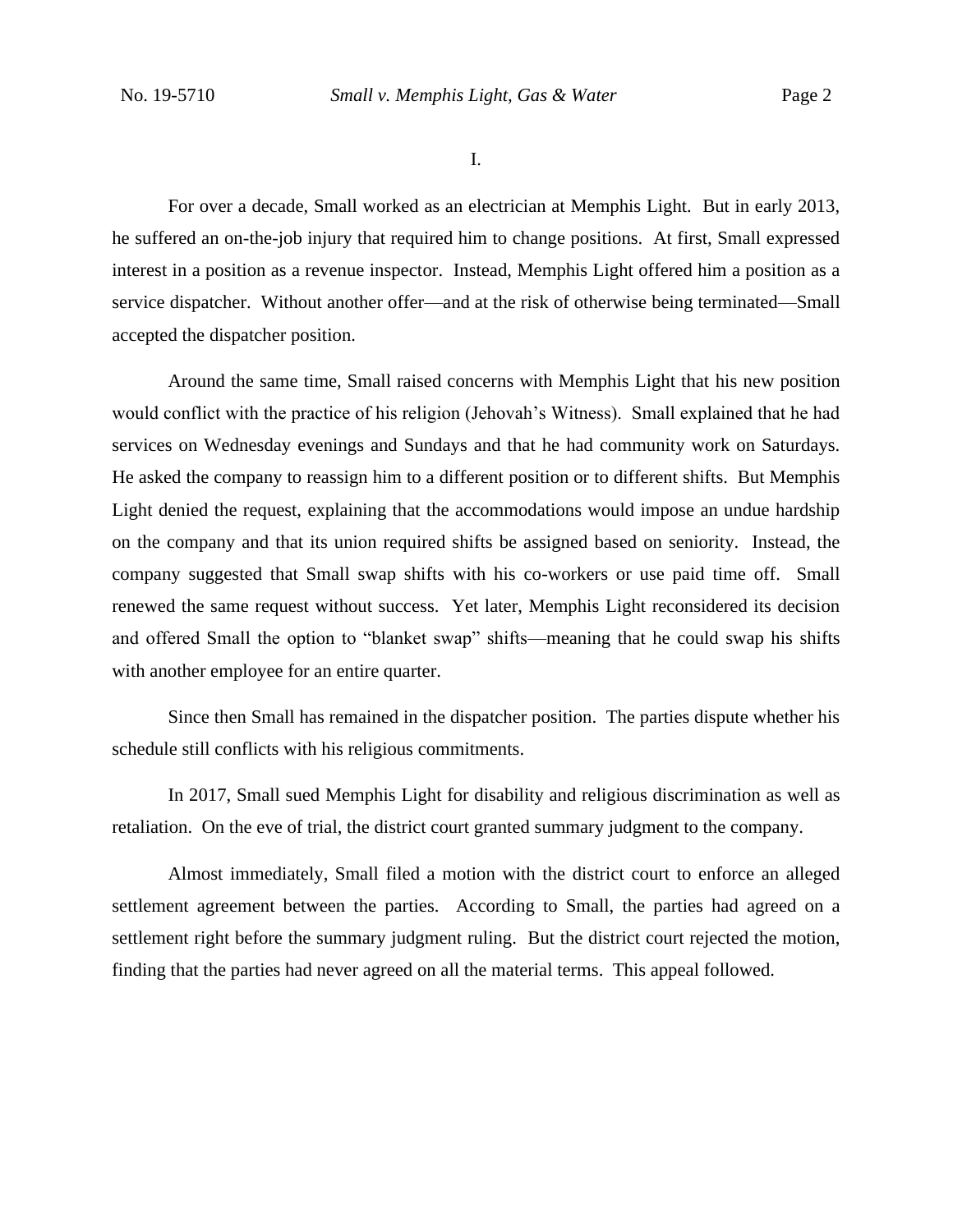## I.

For over a decade, Small worked as an electrician at Memphis Light. But in early 2013, he suffered an on-the-job injury that required him to change positions. At first, Small expressed interest in a position as a revenue inspector. Instead, Memphis Light offered him a position as a service dispatcher. Without another offer—and at the risk of otherwise being terminated—Small accepted the dispatcher position.

Around the same time, Small raised concerns with Memphis Light that his new position would conflict with the practice of his religion (Jehovah's Witness). Small explained that he had services on Wednesday evenings and Sundays and that he had community work on Saturdays. He asked the company to reassign him to a different position or to different shifts. But Memphis Light denied the request, explaining that the accommodations would impose an undue hardship on the company and that its union required shifts be assigned based on seniority. Instead, the company suggested that Small swap shifts with his co-workers or use paid time off. Small renewed the same request without success. Yet later, Memphis Light reconsidered its decision and offered Small the option to "blanket swap" shifts—meaning that he could swap his shifts with another employee for an entire quarter.

Since then Small has remained in the dispatcher position. The parties dispute whether his schedule still conflicts with his religious commitments.

In 2017, Small sued Memphis Light for disability and religious discrimination as well as retaliation. On the eve of trial, the district court granted summary judgment to the company.

Almost immediately, Small filed a motion with the district court to enforce an alleged settlement agreement between the parties. According to Small, the parties had agreed on a settlement right before the summary judgment ruling. But the district court rejected the motion, finding that the parties had never agreed on all the material terms. This appeal followed.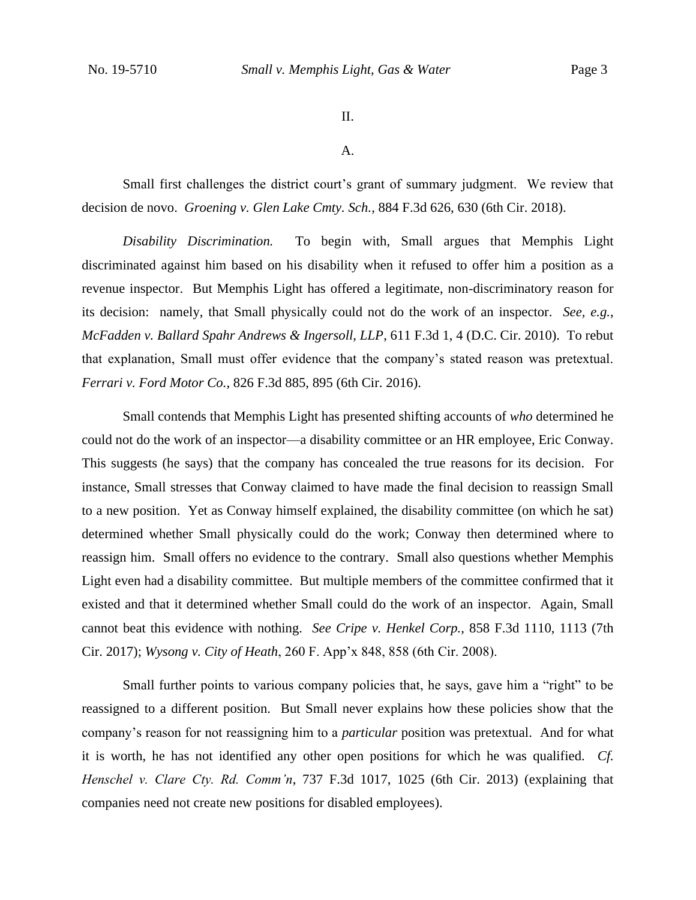II.

A.

Small first challenges the district court's grant of summary judgment. We review that decision de novo. *Groening v. Glen Lake Cmty. Sch.*, 884 F.3d 626, 630 (6th Cir. 2018).

*Disability Discrimination.* To begin with, Small argues that Memphis Light discriminated against him based on his disability when it refused to offer him a position as a revenue inspector. But Memphis Light has offered a legitimate, non-discriminatory reason for its decision: namely, that Small physically could not do the work of an inspector. *See, e.g.*, *McFadden v. Ballard Spahr Andrews & Ingersoll, LLP*, 611 F.3d 1, 4 (D.C. Cir. 2010). To rebut that explanation, Small must offer evidence that the company's stated reason was pretextual. *Ferrari v. Ford Motor Co.*, 826 F.3d 885, 895 (6th Cir. 2016).

Small contends that Memphis Light has presented shifting accounts of *who* determined he could not do the work of an inspector—a disability committee or an HR employee, Eric Conway. This suggests (he says) that the company has concealed the true reasons for its decision. For instance, Small stresses that Conway claimed to have made the final decision to reassign Small to a new position. Yet as Conway himself explained, the disability committee (on which he sat) determined whether Small physically could do the work; Conway then determined where to reassign him. Small offers no evidence to the contrary. Small also questions whether Memphis Light even had a disability committee. But multiple members of the committee confirmed that it existed and that it determined whether Small could do the work of an inspector. Again, Small cannot beat this evidence with nothing. *See Cripe v. Henkel Corp.*, 858 F.3d 1110, 1113 (7th Cir. 2017); *Wysong v. City of Heath*, 260 F. App'x 848, 858 (6th Cir. 2008).

Small further points to various company policies that, he says, gave him a "right" to be reassigned to a different position. But Small never explains how these policies show that the company's reason for not reassigning him to a *particular* position was pretextual. And for what it is worth, he has not identified any other open positions for which he was qualified. *Cf. Henschel v. Clare Cty. Rd. Comm'n*, 737 F.3d 1017, 1025 (6th Cir. 2013) (explaining that companies need not create new positions for disabled employees).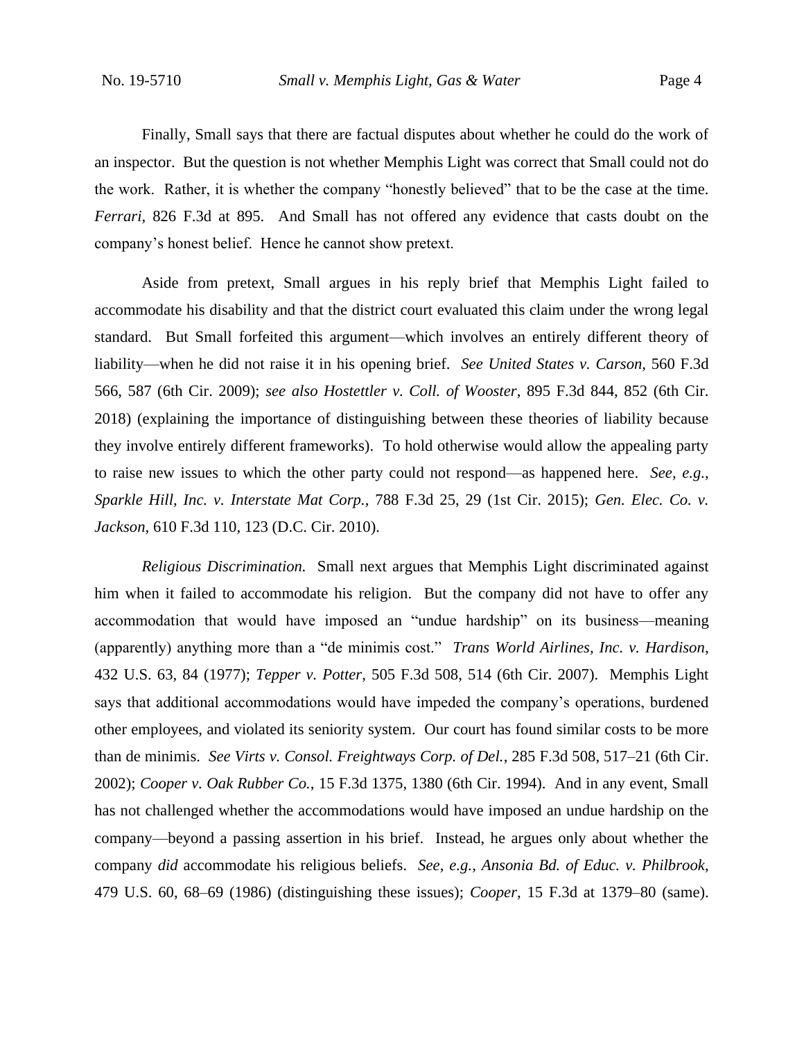Finally, Small says that there are factual disputes about whether he could do the work of an inspector. But the question is not whether Memphis Light was correct that Small could not do the work. Rather, it is whether the company "honestly believed" that to be the case at the time. *Ferrari*, 826 F.3d at 895. And Small has not offered any evidence that casts doubt on the company's honest belief. Hence he cannot show pretext.

Aside from pretext, Small argues in his reply brief that Memphis Light failed to accommodate his disability and that the district court evaluated this claim under the wrong legal standard. But Small forfeited this argument—which involves an entirely different theory of liability—when he did not raise it in his opening brief. *See United States v. Carson*, 560 F.3d 566, 587 (6th Cir. 2009); *see also Hostettler v. Coll. of Wooster*, 895 F.3d 844, 852 (6th Cir. 2018) (explaining the importance of distinguishing between these theories of liability because they involve entirely different frameworks). To hold otherwise would allow the appealing party to raise new issues to which the other party could not respond—as happened here. *See, e.g.*, *Sparkle Hill, Inc. v. Interstate Mat Corp.*, 788 F.3d 25, 29 (1st Cir. 2015); *Gen. Elec. Co. v. Jackson*, 610 F.3d 110, 123 (D.C. Cir. 2010).

*Religious Discrimination.* Small next argues that Memphis Light discriminated against him when it failed to accommodate his religion. But the company did not have to offer any accommodation that would have imposed an "undue hardship" on its business—meaning (apparently) anything more than a "de minimis cost." *Trans World Airlines, Inc. v. Hardison*, 432 U.S. 63, 84 (1977); *Tepper v. Potter*, 505 F.3d 508, 514 (6th Cir. 2007). Memphis Light says that additional accommodations would have impeded the company's operations, burdened other employees, and violated its seniority system. Our court has found similar costs to be more than de minimis. *See Virts v. Consol. Freightways Corp. of Del.*, 285 F.3d 508, 517–21 (6th Cir. 2002); *Cooper v. Oak Rubber Co.*, 15 F.3d 1375, 1380 (6th Cir. 1994). And in any event, Small has not challenged whether the accommodations would have imposed an undue hardship on the company—beyond a passing assertion in his brief. Instead, he argues only about whether the company *did* accommodate his religious beliefs. *See, e.g.*, *Ansonia Bd. of Educ. v. Philbrook*, 479 U.S. 60, 68–69 (1986) (distinguishing these issues); *Cooper*, 15 F.3d at 1379–80 (same).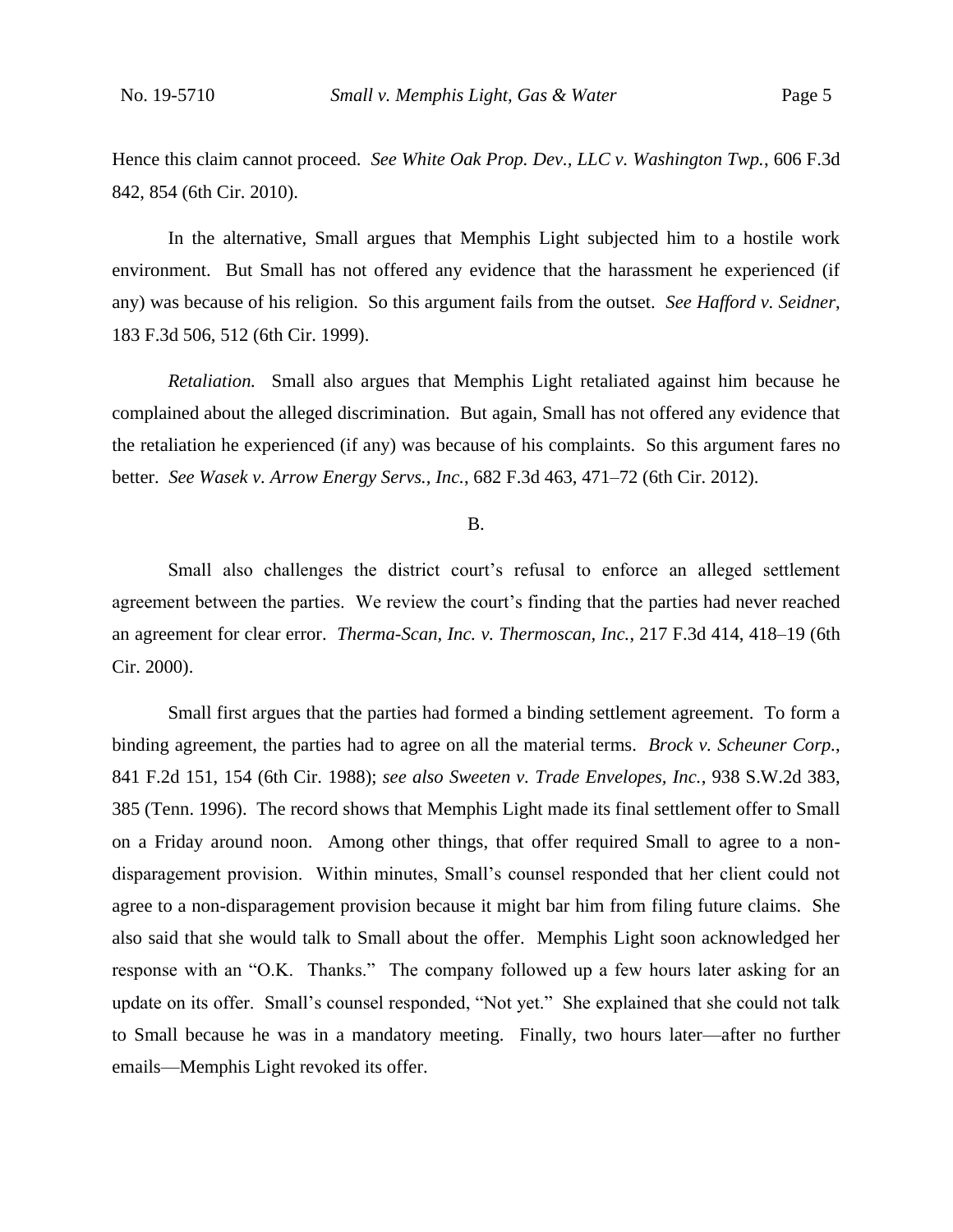Hence this claim cannot proceed. *See White Oak Prop. Dev., LLC v. Washington Twp.*, 606 F.3d 842, 854 (6th Cir. 2010).

In the alternative, Small argues that Memphis Light subjected him to a hostile work environment. But Small has not offered any evidence that the harassment he experienced (if any) was because of his religion. So this argument fails from the outset. *See Hafford v. Seidner*, 183 F.3d 506, 512 (6th Cir. 1999).

*Retaliation.* Small also argues that Memphis Light retaliated against him because he complained about the alleged discrimination. But again, Small has not offered any evidence that the retaliation he experienced (if any) was because of his complaints. So this argument fares no better. *See Wasek v. Arrow Energy Servs., Inc.*, 682 F.3d 463, 471–72 (6th Cir. 2012).

B.

Small also challenges the district court's refusal to enforce an alleged settlement agreement between the parties. We review the court's finding that the parties had never reached an agreement for clear error. *Therma-Scan, Inc. v. Thermoscan, Inc.*, 217 F.3d 414, 418–19 (6th Cir. 2000).

Small first argues that the parties had formed a binding settlement agreement. To form a binding agreement, the parties had to agree on all the material terms. *Brock v. Scheuner Corp.*, 841 F.2d 151, 154 (6th Cir. 1988); *see also Sweeten v. Trade Envelopes, Inc.*, 938 S.W.2d 383, 385 (Tenn. 1996). The record shows that Memphis Light made its final settlement offer to Small on a Friday around noon. Among other things, that offer required Small to agree to a non-disparagement provision. Within minutes, Small's counsel responded that her client could not agree to a non-disparagement provision because it might bar him from filing future claims. She also said that she would talk to Small about the offer. Memphis Light soon acknowledged her response with an "O.K. Thanks." The company followed up a few hours later asking for an update on its offer. Small's counsel responded, "Not yet." She explained that she could not talk to Small because he was in a mandatory meeting. Finally, two hours later—after no further emails—Memphis Light revoked its offer.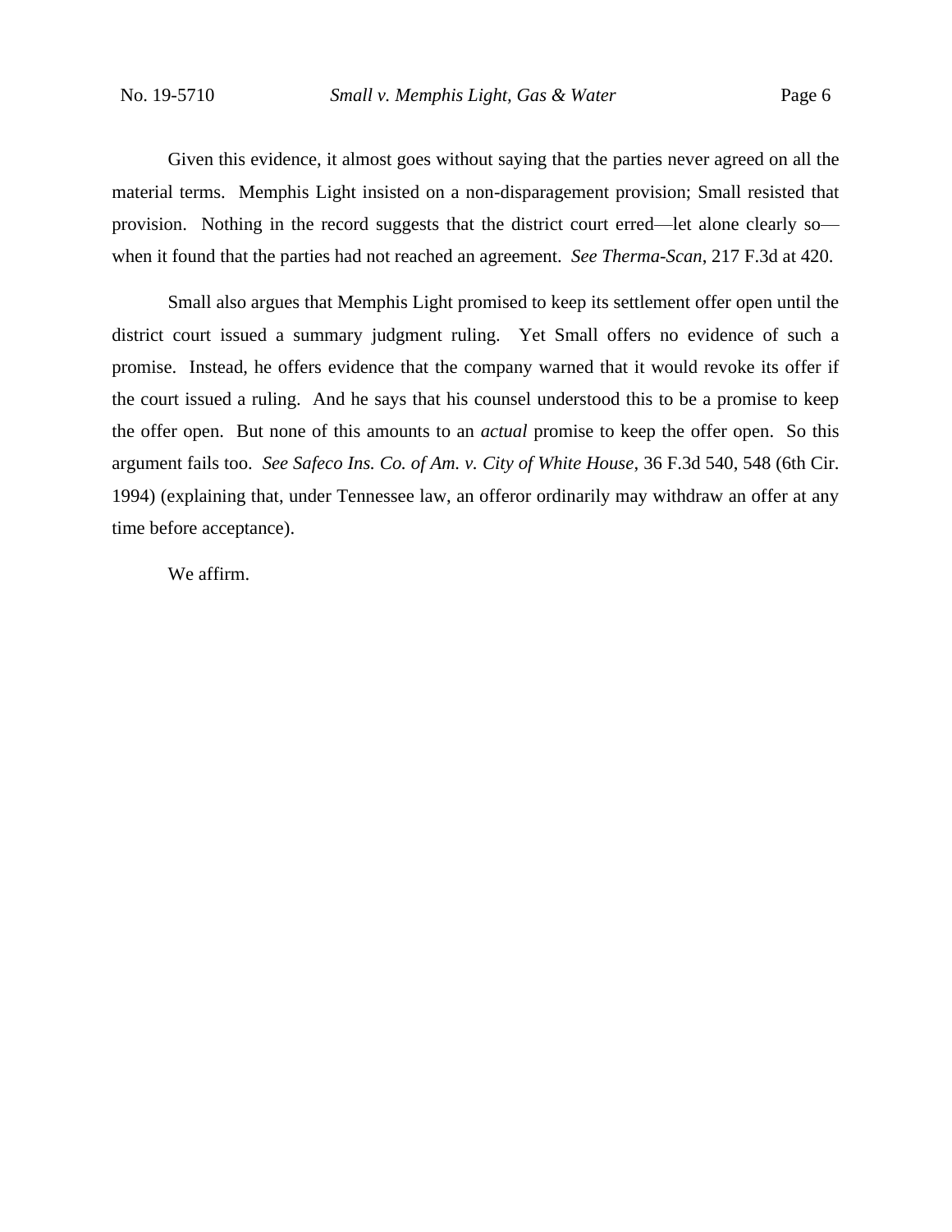Given this evidence, it almost goes without saying that the parties never agreed on all the material terms. Memphis Light insisted on a non-disparagement provision; Small resisted that provision. Nothing in the record suggests that the district court erred—let alone clearly so—when it found that the parties had not reached an agreement. *See Therma-Scan*, 217 F.3d at 420.

Small also argues that Memphis Light promised to keep its settlement offer open until the district court issued a summary judgment ruling. Yet Small offers no evidence of such a promise. Instead, he offers evidence that the company warned that it would revoke its offer if the court issued a ruling. And he says that his counsel understood this to be a promise to keep the offer open. But none of this amounts to an *actual* promise to keep the offer open. So this argument fails too. *See Safeco Ins. Co. of Am. v. City of White House*, 36 F.3d 540, 548 (6th Cir. 1994) (explaining that, under Tennessee law, an offeror ordinarily may withdraw an offer at any time before acceptance).

We affirm.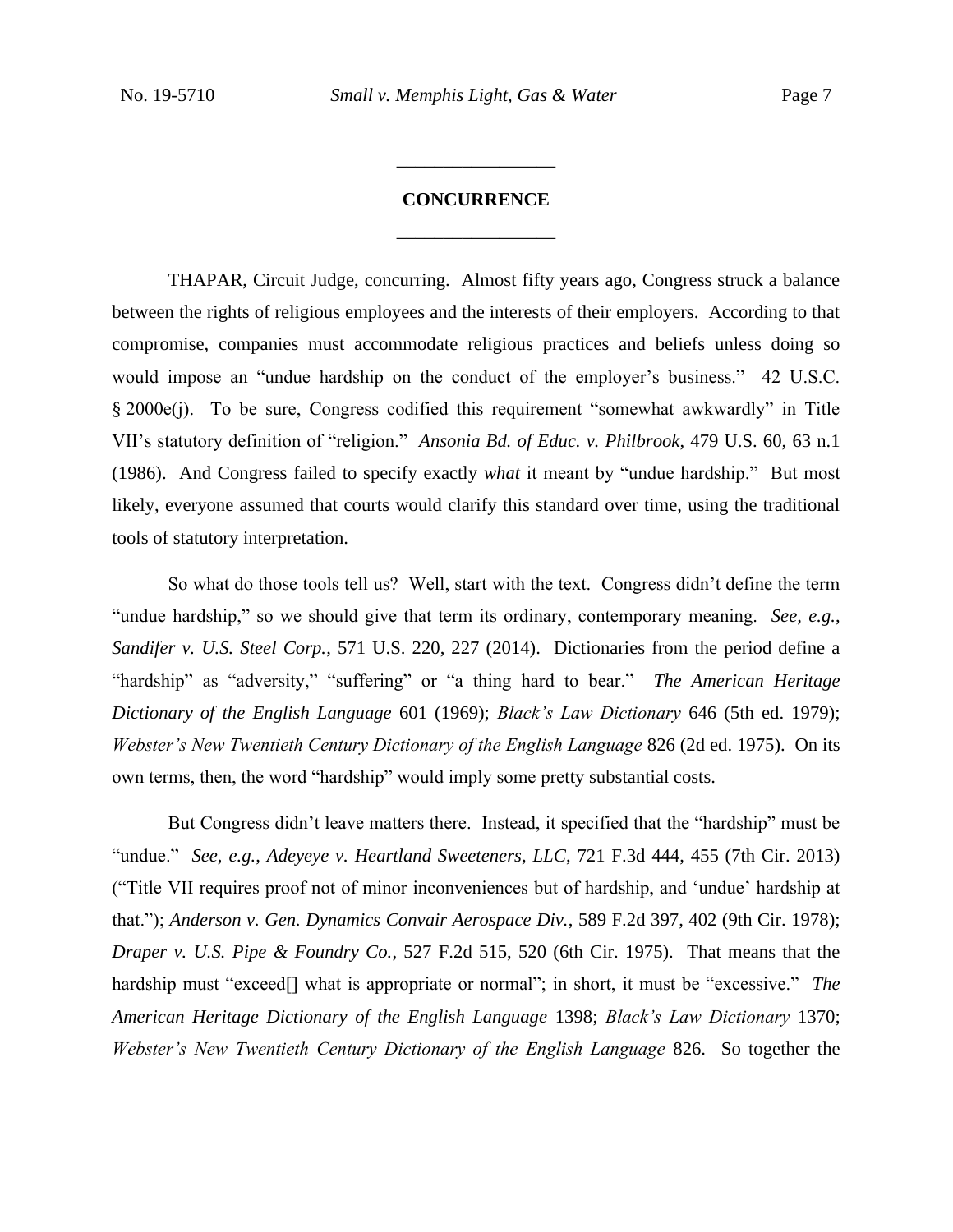## CONCURRENCE

THAPAR, Circuit Judge, concurring. Almost fifty years ago, Congress struck a balance between the rights of religious employees and the interests of their employers. According to that compromise, companies must accommodate religious practices and beliefs unless doing so would impose an "undue hardship on the conduct of the employer's business." 42 U.S.C. § 2000e(j). To be sure, Congress codified this requirement "somewhat awkwardly" in Title VII's statutory definition of "religion." *Ansonia Bd. of Educ. v. Philbrook*, 479 U.S. 60, 63 n.1 (1986). And Congress failed to specify exactly *what* it meant by "undue hardship." But most likely, everyone assumed that courts would clarify this standard over time, using the traditional tools of statutory interpretation.

So what do those tools tell us? Well, start with the text. Congress didn't define the term "undue hardship," so we should give that term its ordinary, contemporary meaning. *See, e.g.*, *Sandifer v. U.S. Steel Corp.*, 571 U.S. 220, 227 (2014). Dictionaries from the period define a "hardship" as "adversity," "suffering" or "a thing hard to bear." *The American Heritage Dictionary of the English Language* 601 (1969); *Black's Law Dictionary* 646 (5th ed. 1979); *Webster's New Twentieth Century Dictionary of the English Language* 826 (2d ed. 1975). On its own terms, then, the word "hardship" would imply some pretty substantial costs.

But Congress didn't leave matters there. Instead, it specified that the "hardship" must be "undue." *See, e.g.*, *Adeyeye v. Heartland Sweeteners, LLC*, 721 F.3d 444, 455 (7th Cir. 2013) ("Title VII requires proof not of minor inconveniences but of hardship, and 'undue' hardship at that."); *Anderson v. Gen. Dynamics Convair Aerospace Div.*, 589 F.2d 397, 402 (9th Cir. 1978); *Draper v. U.S. Pipe & Foundry Co.*, 527 F.2d 515, 520 (6th Cir. 1975). That means that the hardship must "exceed[] what is appropriate or normal"; in short, it must be "excessive." *The American Heritage Dictionary of the English Language* 1398; *Black's Law Dictionary* 1370; *Webster's New Twentieth Century Dictionary of the English Language* 826. So together the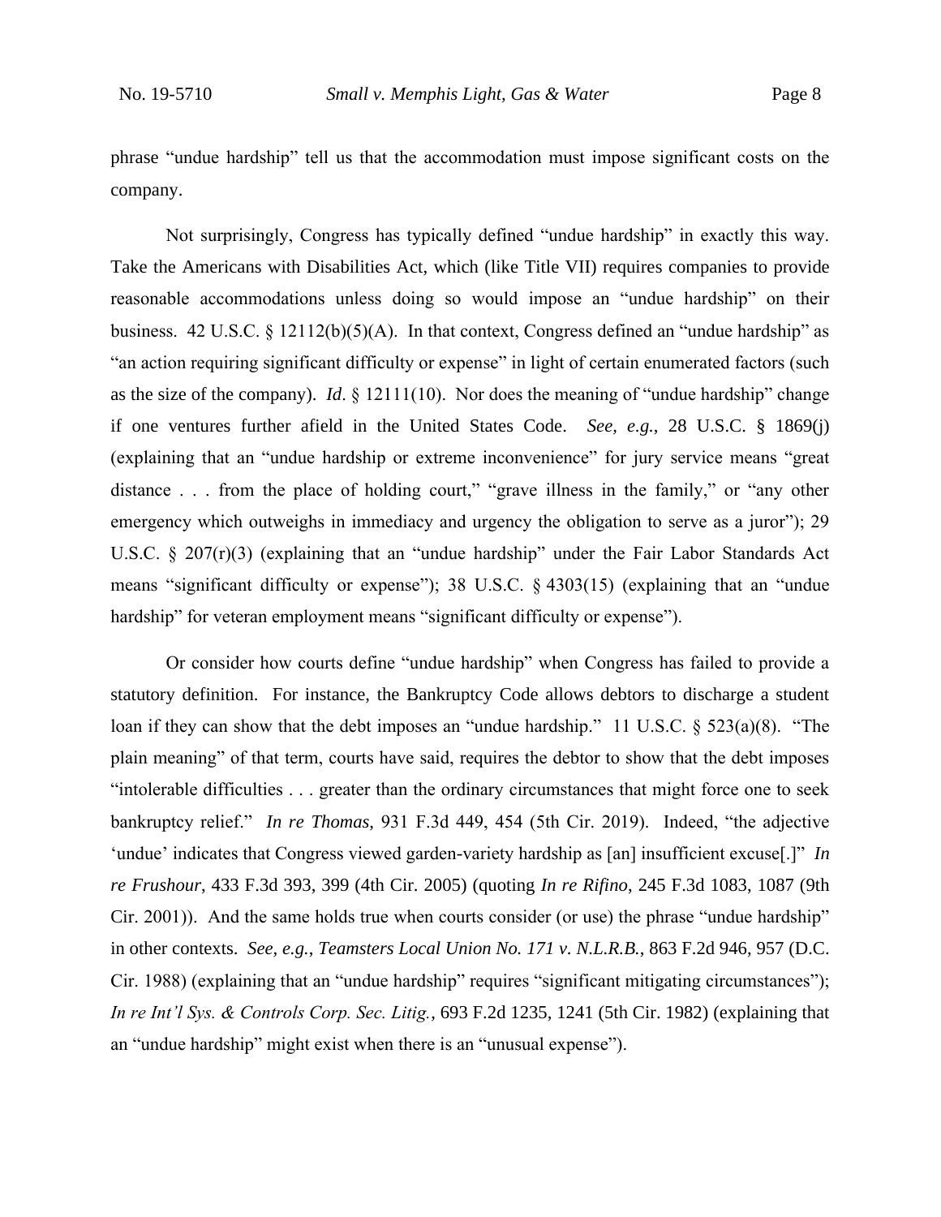phrase "undue hardship" tell us that the accommodation must impose significant costs on the company.

Not surprisingly, Congress has typically defined "undue hardship" in exactly this way. Take the Americans with Disabilities Act, which (like Title VII) requires companies to provide reasonable accommodations unless doing so would impose an "undue hardship" on their business. 42 U.S.C. § 12112(b)(5)(A). In that context, Congress defined an "undue hardship" as "an action requiring significant difficulty or expense" in light of certain enumerated factors (such as the size of the company). *Id*. § 12111(10). Nor does the meaning of "undue hardship" change if one ventures further afield in the United States Code. *See, e.g.*, 28 U.S.C. § 1869(j) (explaining that an "undue hardship or extreme inconvenience" for jury service means "great distance . . . from the place of holding court," "grave illness in the family," or "any other emergency which outweighs in immediacy and urgency the obligation to serve as a juror"); 29 U.S.C. § 207(r)(3) (explaining that an "undue hardship" under the Fair Labor Standards Act means "significant difficulty or expense"); 38 U.S.C. § 4303(15) (explaining that an "undue hardship" for veteran employment means "significant difficulty or expense").

Or consider how courts define "undue hardship" when Congress has failed to provide a statutory definition. For instance, the Bankruptcy Code allows debtors to discharge a student loan if they can show that the debt imposes an "undue hardship." 11 U.S.C. § 523(a)(8). "The plain meaning" of that term, courts have said, requires the debtor to show that the debt imposes "intolerable difficulties . . . greater than the ordinary circumstances that might force one to seek bankruptcy relief." *In re Thomas*, 931 F.3d 449, 454 (5th Cir. 2019). Indeed, "the adjective 'undue' indicates that Congress viewed garden-variety hardship as [an] insufficient excuse[.]" *In re Frushour*, 433 F.3d 393, 399 (4th Cir. 2005) (quoting *In re Rifino*, 245 F.3d 1083, 1087 (9th Cir. 2001)). And the same holds true when courts consider (or use) the phrase "undue hardship" in other contexts. *See, e.g.*, *Teamsters Local Union No. 171 v. N.L.R.B.*, 863 F.2d 946, 957 (D.C. Cir. 1988) (explaining that an "undue hardship" requires "significant mitigating circumstances"); *In re Int'l Sys. & Controls Corp. Sec. Litig.*, 693 F.2d 1235, 1241 (5th Cir. 1982) (explaining that an "undue hardship" might exist when there is an "unusual expense").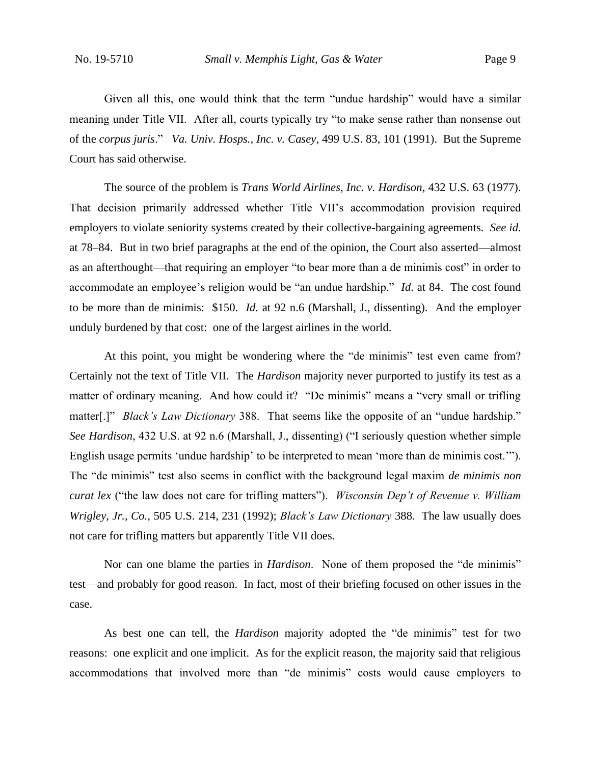Given all this, one would think that the term "undue hardship" would have a similar meaning under Title VII. After all, courts typically try "to make sense rather than nonsense out of the *corpus juris*." *Va. Univ. Hosps., Inc. v. Casey*, 499 U.S. 83, 101 (1991). But the Supreme Court has said otherwise.

The source of the problem is *Trans World Airlines, Inc. v. Hardison*, 432 U.S. 63 (1977). That decision primarily addressed whether Title VII's accommodation provision required employers to violate seniority systems created by their collective-bargaining agreements. *See id.* at 78–84. But in two brief paragraphs at the end of the opinion, the Court also asserted—almost as an afterthought—that requiring an employer "to bear more than a de minimis cost" in order to accommodate an employee's religion would be "an undue hardship." *Id*. at 84. The cost found to be more than de minimis: $150. *Id.* at 92 n.6 (Marshall, J., dissenting). And the employer unduly burdened by that cost: one of the largest airlines in the world.

At this point, you might be wondering where the "de minimis" test even came from? Certainly not the text of Title VII. The *Hardison* majority never purported to justify its test as a matter of ordinary meaning. And how could it? "De minimis" means a "very small or trifling matter[.]" *Black's Law Dictionary* 388. That seems like the opposite of an "undue hardship." *See Hardison*, 432 U.S. at 92 n.6 (Marshall, J., dissenting) ("I seriously question whether simple English usage permits 'undue hardship' to be interpreted to mean 'more than de minimis cost.'"). The "de minimis" test also seems in conflict with the background legal maxim *de minimis non curat lex* ("the law does not care for trifling matters"). *Wisconsin Dep't of Revenue v. William Wrigley, Jr., Co.*, 505 U.S. 214, 231 (1992); *Black's Law Dictionary* 388. The law usually does not care for trifling matters but apparently Title VII does.

Nor can one blame the parties in *Hardison*. None of them proposed the "de minimis" test—and probably for good reason. In fact, most of their briefing focused on other issues in the case.

As best one can tell, the *Hardison* majority adopted the "de minimis" test for two reasons: one explicit and one implicit. As for the explicit reason, the majority said that religious accommodations that involved more than "de minimis" costs would cause employers to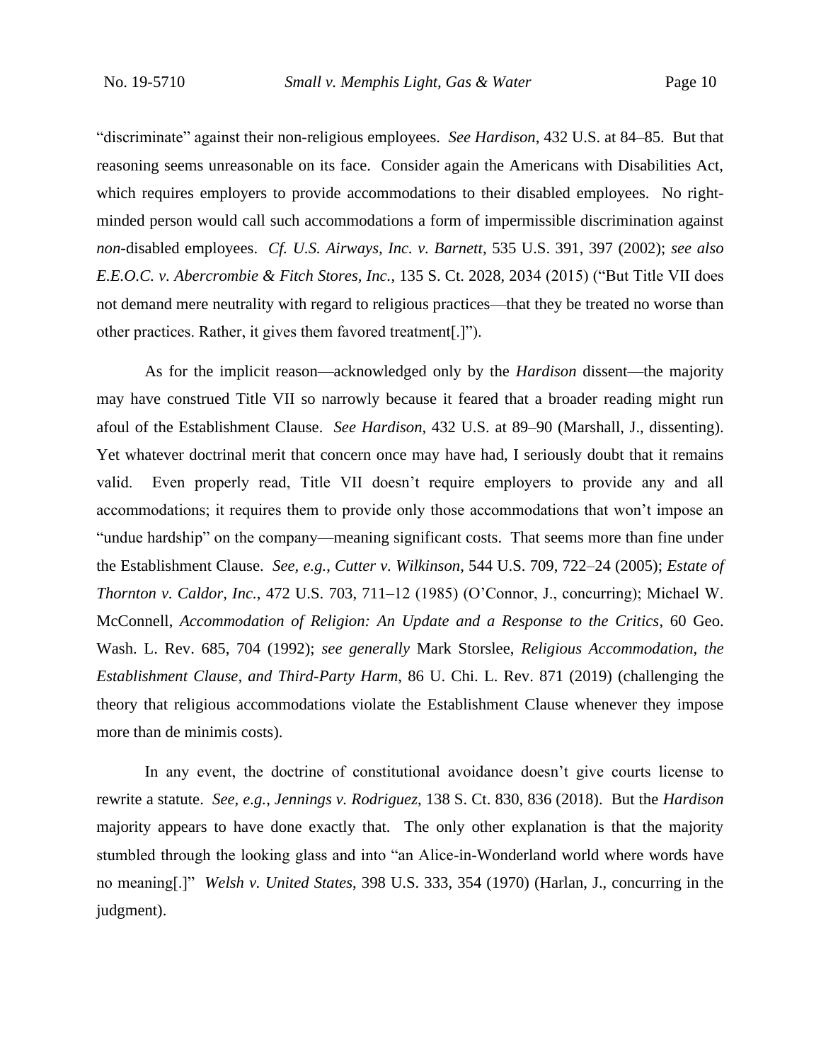"discriminate" against their non-religious employees. *See Hardison*, 432 U.S. at 84–85. But that reasoning seems unreasonable on its face. Consider again the Americans with Disabilities Act, which requires employers to provide accommodations to their disabled employees. No right-minded person would call such accommodations a form of impermissible discrimination against *non*-disabled employees. *Cf. U.S. Airways, Inc. v. Barnett*, 535 U.S. 391, 397 (2002); *see also E.E.O.C. v. Abercrombie & Fitch Stores, Inc.*, 135 S. Ct. 2028, 2034 (2015) ("But Title VII does not demand mere neutrality with regard to religious practices—that they be treated no worse than other practices. Rather, it gives them favored treatment[.]").

As for the implicit reason—acknowledged only by the *Hardison* dissent—the majority may have construed Title VII so narrowly because it feared that a broader reading might run afoul of the Establishment Clause. *See Hardison*, 432 U.S. at 89–90 (Marshall, J., dissenting). Yet whatever doctrinal merit that concern once may have had, I seriously doubt that it remains valid. Even properly read, Title VII doesn't require employers to provide any and all accommodations; it requires them to provide only those accommodations that won't impose an "undue hardship" on the company—meaning significant costs. That seems more than fine under the Establishment Clause. *See, e.g.*, *Cutter v. Wilkinson*, 544 U.S. 709, 722–24 (2005); *Estate of Thornton v. Caldor, Inc.*, 472 U.S. 703, 711–12 (1985) (O'Connor, J., concurring); Michael W. McConnell, *Accommodation of Religion: An Update and a Response to the Critics*, 60 Geo. Wash. L. Rev. 685, 704 (1992); *see generally* Mark Storslee, *Religious Accommodation, the Establishment Clause, and Third-Party Harm*, 86 U. Chi. L. Rev. 871 (2019) (challenging the theory that religious accommodations violate the Establishment Clause whenever they impose more than de minimis costs).

In any event, the doctrine of constitutional avoidance doesn't give courts license to rewrite a statute. *See, e.g.*, *Jennings v. Rodriguez*, 138 S. Ct. 830, 836 (2018). But the *Hardison* majority appears to have done exactly that. The only other explanation is that the majority stumbled through the looking glass and into "an Alice-in-Wonderland world where words have no meaning[.]" *Welsh v. United States*, 398 U.S. 333, 354 (1970) (Harlan, J., concurring in the judgment).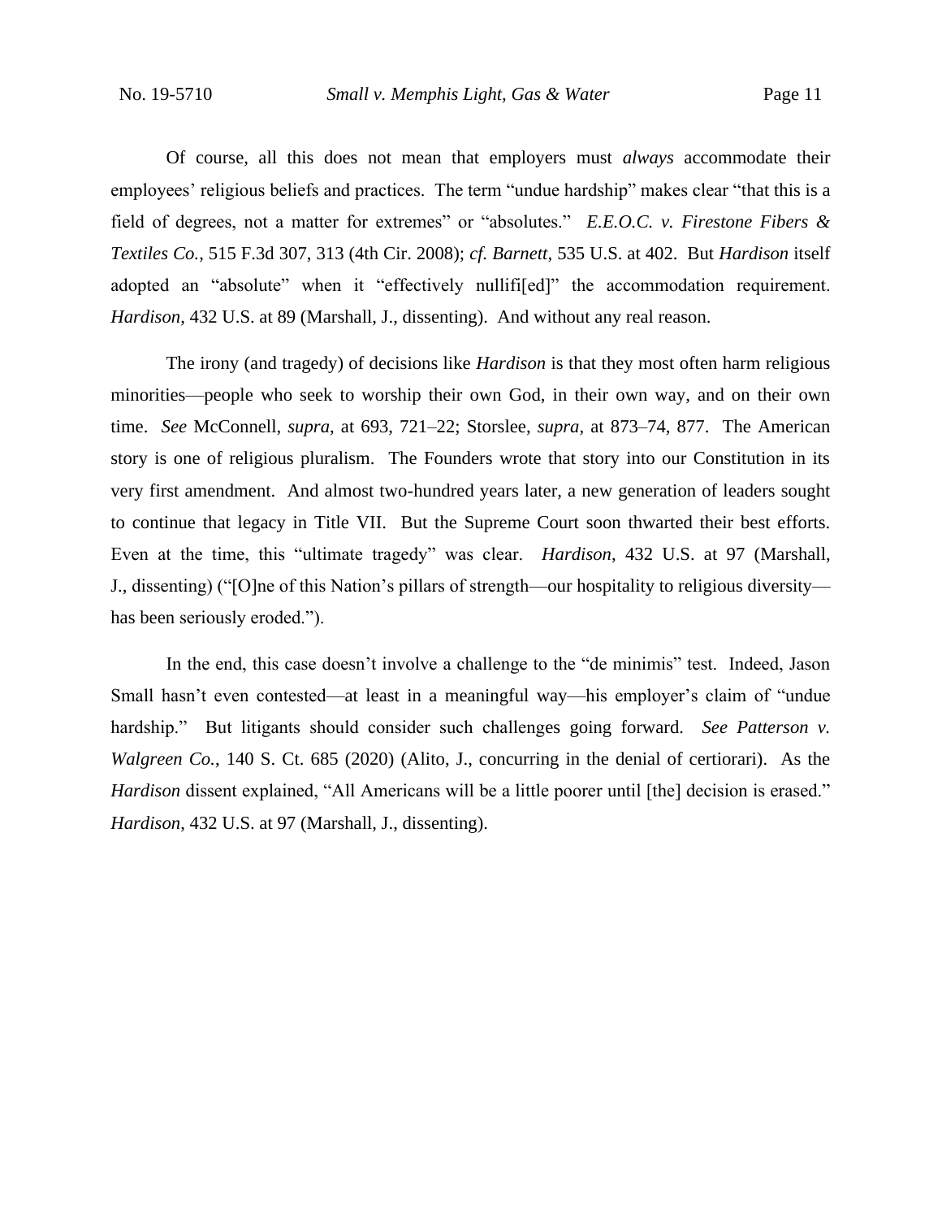Of course, all this does not mean that employers must *always* accommodate their employees' religious beliefs and practices. The term "undue hardship" makes clear "that this is a field of degrees, not a matter for extremes" or "absolutes." *E.E.O.C. v. Firestone Fibers & Textiles Co.*, 515 F.3d 307, 313 (4th Cir. 2008); *cf. Barnett*, 535 U.S. at 402. But *Hardison* itself adopted an "absolute" when it "effectively nullifi[ed]" the accommodation requirement. *Hardison*, 432 U.S. at 89 (Marshall, J., dissenting). And without any real reason.

The irony (and tragedy) of decisions like *Hardison* is that they most often harm religious minorities—people who seek to worship their own God, in their own way, and on their own time. *See* McConnell, *supra*, at 693, 721–22; Storslee, *supra*, at 873–74, 877. The American story is one of religious pluralism. The Founders wrote that story into our Constitution in its very first amendment. And almost two-hundred years later, a new generation of leaders sought to continue that legacy in Title VII. But the Supreme Court soon thwarted their best efforts. Even at the time, this "ultimate tragedy" was clear. *Hardison*, 432 U.S. at 97 (Marshall, J., dissenting) ("[O]ne of this Nation's pillars of strength—our hospitality to religious diversity—has been seriously eroded.").

In the end, this case doesn't involve a challenge to the "de minimis" test. Indeed, Jason Small hasn't even contested—at least in a meaningful way—his employer's claim of "undue hardship." But litigants should consider such challenges going forward. *See Patterson v. Walgreen Co.*, 140 S. Ct. 685 (2020) (Alito, J., concurring in the denial of certiorari). As the *Hardison* dissent explained, "All Americans will be a little poorer until [the] decision is erased." *Hardison*, 432 U.S. at 97 (Marshall, J., dissenting).